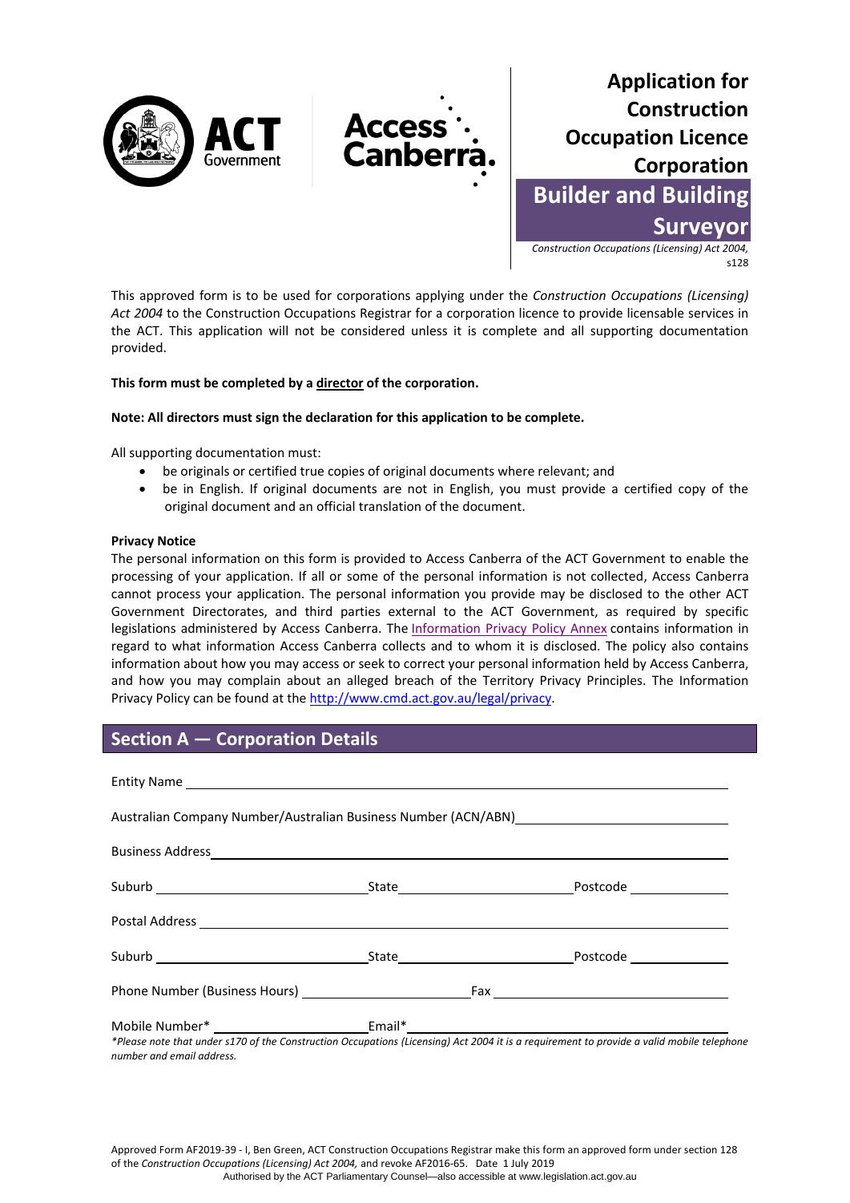# Application for Construction Occupation Licence Corporation

## Builder and Building Surveyor

*Construction Occupations (Licensing) Act 2004,* s128

This approved form is to be used for corporations applying under the *Construction Occupations (Licensing) Act 2004* to the Construction Occupations Registrar for a corporation licence to provide licensable services in the ACT. This application will not be considered unless it is complete and all supporting documentation provided.

**This form must be completed by a director of the corporation.**

**Note: All directors must sign the declaration for this application to be complete.**

All supporting documentation must:

- be originals or certified true copies of original documents where relevant; and
- be in English. If original documents are not in English, you must provide a certified copy of the original document and an official translation of the document.

**Privacy Notice**

The personal information on this form is provided to Access Canberra of the ACT Government to enable the processing of your application. If all or some of the personal information is not collected, Access Canberra cannot process your application. The personal information you provide may be disclosed to the other ACT Government Directorates, and third parties external to the ACT Government, as required by specific legislations administered by Access Canberra. The Information Privacy Policy Annex contains information in regard to what information Access Canberra collects and to whom it is disclosed. The policy also contains information about how you may access or seek to correct your personal information held by Access Canberra, and how you may complain about an alleged breach of the Territory Privacy Principles. The Information Privacy Policy can be found at the http://www.cmd.act.gov.au/legal/privacy.

## Section A — Corporation Details

Entity Name ______________________________

Australian Company Number/Australian Business Number (ACN/ABN) ______________________________

Business Address ______________________________

Suburb ______________ State ______________ Postcode ______________

Postal Address ______________________________

Suburb ______________ State ______________ Postcode ______________

Phone Number (Business Hours) ______________ Fax ______________

Mobile Number* ______________ Email* ______________

*\*Please note that under s170 of the Construction Occupations (Licensing) Act 2004 it is a requirement to provide a valid mobile telephone number and email address.*

Approved Form AF2019-39 - I, Ben Green, ACT Construction Occupations Registrar make this form an approved form under section 128 of the *Construction Occupations (Licensing) Act 2004,* and revoke AF2016-65. Date 1 July 2019

Authorised by the ACT Parliamentary Counsel—also accessible at www.legislation.act.gov.au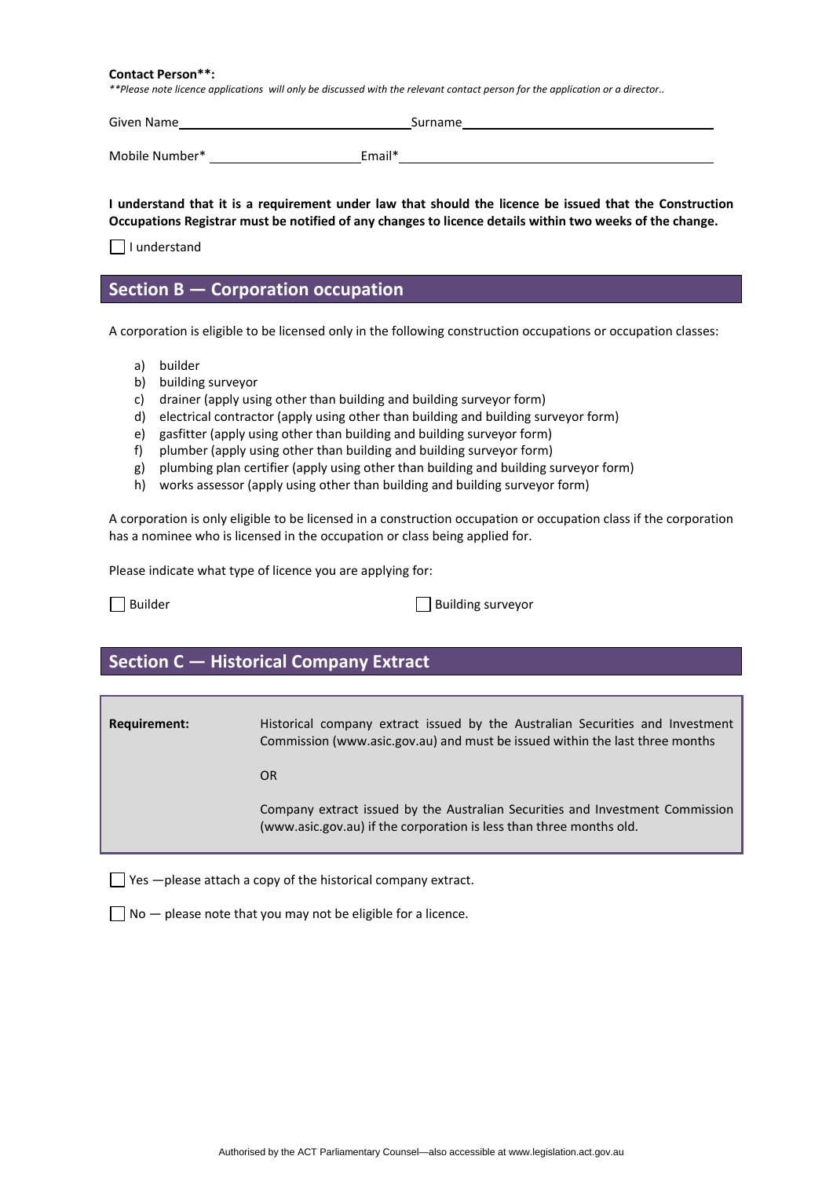**Contact Person**:**

*\*\*Please note licence applications will only be discussed with the relevant contact person for the application or a director..*

Given Name\_\_\_\_\_\_\_\_\_\_\_\_\_\_\_\_\_\_\_\_\_\_\_\_\_\_\_\_\_\_ Surname\_\_\_\_\_\_\_\_\_\_\_\_\_\_\_\_\_\_\_\_\_\_\_\_\_\_\_\_\_\_

Mobile Number* \_\_\_\_\_\_\_\_\_\_\_\_\_\_\_\_\_\_\_\_ Email* \_\_\_\_\_\_\_\_\_\_\_\_\_\_\_\_\_\_\_\_\_\_\_\_\_\_\_\_\_\_\_\_\_\_\_\_

**I understand that it is a requirement under law that should the licence be issued that the Construction Occupations Registrar must be notified of any changes to licence details within two weeks of the change.**

☐ I understand

## Section B — Corporation occupation

A corporation is eligible to be licensed only in the following construction occupations or occupation classes:

a) builder
b) building surveyor
c) drainer (apply using other than building and building surveyor form)
d) electrical contractor (apply using other than building and building surveyor form)
e) gasfitter (apply using other than building and building surveyor form)
f) plumber (apply using other than building and building surveyor form)
g) plumbing plan certifier (apply using other than building and building surveyor form)
h) works assessor (apply using other than building and building surveyor form)

A corporation is only eligible to be licensed in a construction occupation or occupation class if the corporation has a nominee who is licensed in the occupation or class being applied for.

Please indicate what type of licence you are applying for:

☐ Builder ☐ Building surveyor

## Section C — Historical Company Extract

| | |
|---|---|
| **Requirement:** | Historical company extract issued by the Australian Securities and Investment Commission (www.asic.gov.au) and must be issued within the last three months<br><br>OR<br><br>Company extract issued by the Australian Securities and Investment Commission (www.asic.gov.au) if the corporation is less than three months old. |

☐ Yes —please attach a copy of the historical company extract.

☐ No — please note that you may not be eligible for a licence.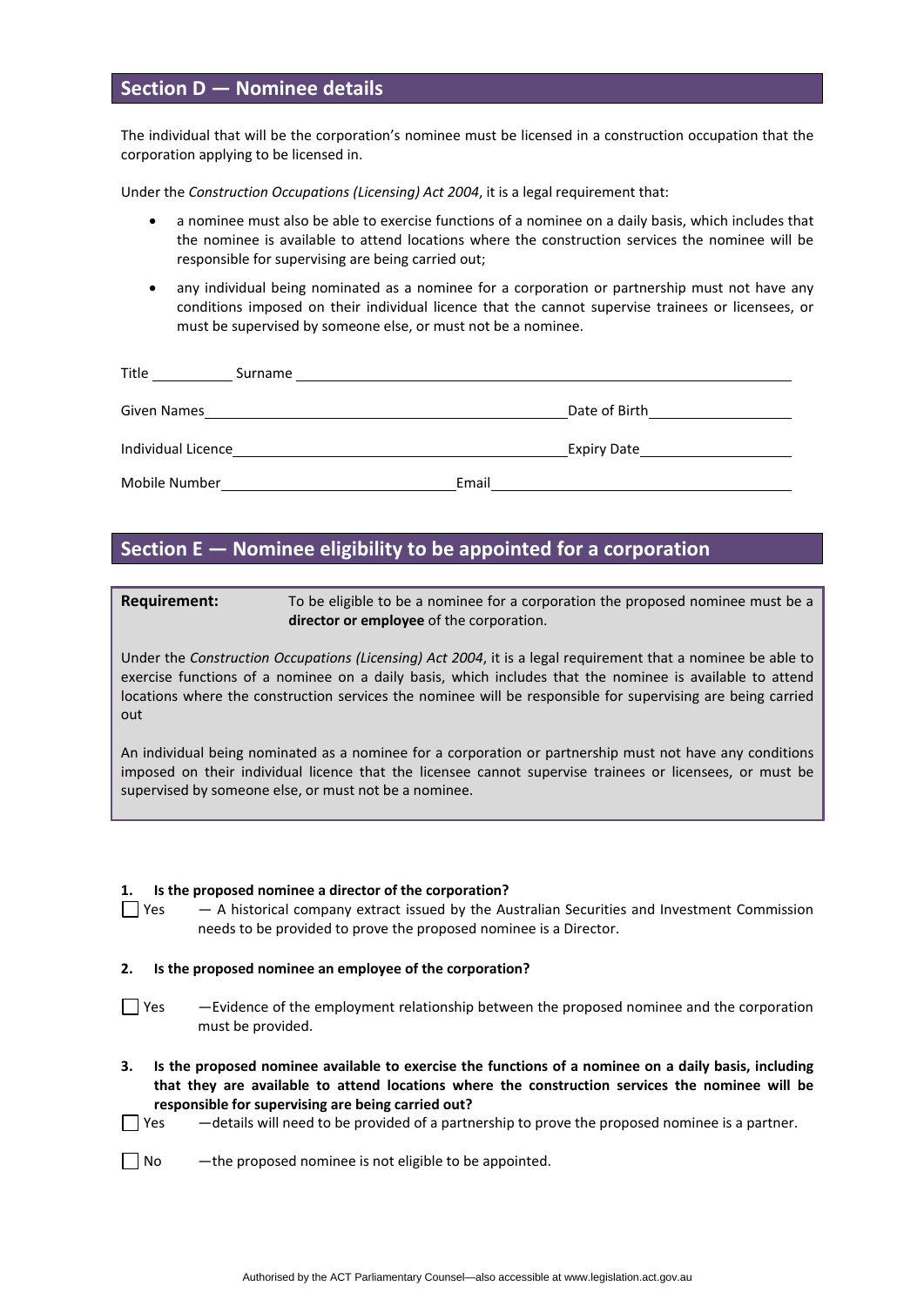## Section D — Nominee details

The individual that will be the corporation's nominee must be licensed in a construction occupation that the corporation applying to be licensed in.

Under the *Construction Occupations (Licensing) Act 2004*, it is a legal requirement that:

- a nominee must also be able to exercise functions of a nominee on a daily basis, which includes that the nominee is available to attend locations where the construction services the nominee will be responsible for supervising are being carried out;
- any individual being nominated as a nominee for a corporation or partnership must not have any conditions imposed on their individual licence that the cannot supervise trainees or licensees, or must be supervised by someone else, or must not be a nominee.

Title __________ Surname ____________________________________________

Given Names ______________________________ Date of Birth ________________

Individual Licence ____________________________ Expiry Date ________________

Mobile Number ______________________ Email __________________________

## Section E — Nominee eligibility to be appointed for a corporation

**Requirement:** To be eligible to be a nominee for a corporation the proposed nominee must be a **director or employee** of the corporation.

Under the *Construction Occupations (Licensing) Act 2004*, it is a legal requirement that a nominee be able to exercise functions of a nominee on a daily basis, which includes that the nominee is available to attend locations where the construction services the nominee will be responsible for supervising are being carried out

An individual being nominated as a nominee for a corporation or partnership must not have any conditions imposed on their individual licence that the licensee cannot supervise trainees or licensees, or must be supervised by someone else, or must not be a nominee.

**1. Is the proposed nominee a director of the corporation?**

☐ Yes — A historical company extract issued by the Australian Securities and Investment Commission needs to be provided to prove the proposed nominee is a Director.

**2. Is the proposed nominee an employee of the corporation?**

☐ Yes —Evidence of the employment relationship between the proposed nominee and the corporation must be provided.

**3. Is the proposed nominee available to exercise the functions of a nominee on a daily basis, including that they are available to attend locations where the construction services the nominee will be responsible for supervising are being carried out?**

☐ Yes —details will need to be provided of a partnership to prove the proposed nominee is a partner.

☐ No —the proposed nominee is not eligible to be appointed.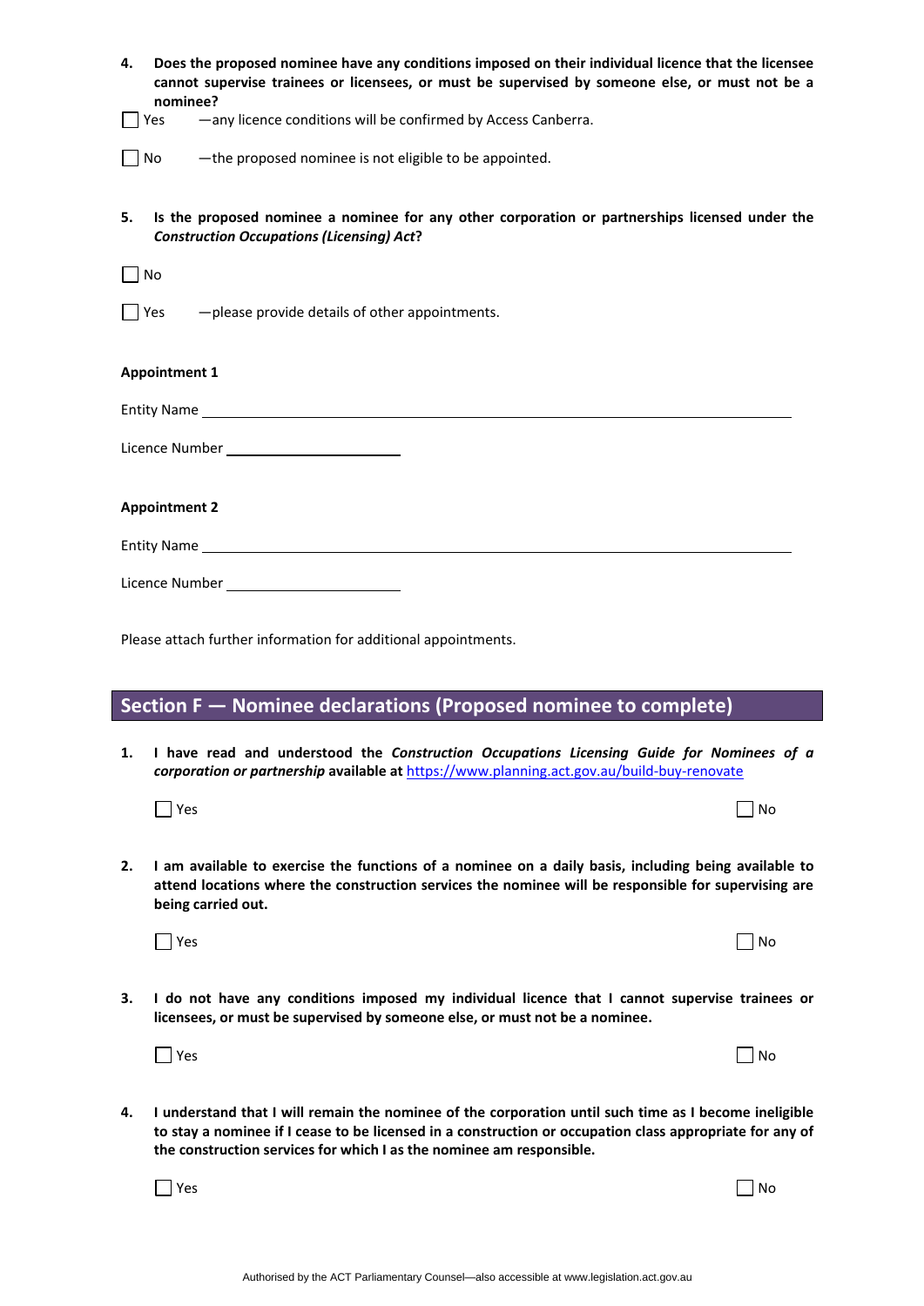**4. Does the proposed nominee have any conditions imposed on their individual licence that the licensee cannot supervise trainees or licensees, or must be supervised by someone else, or must not be a nominee?**

☐ Yes —any licence conditions will be confirmed by Access Canberra.

☐ No —the proposed nominee is not eligible to be appointed.

**5. Is the proposed nominee a nominee for any other corporation or partnerships licensed under the *Construction Occupations (Licensing) Act*?**

☐ No

☐ Yes —please provide details of other appointments.

**Appointment 1**

Entity Name ____________________________________________

Licence Number ____________________

**Appointment 2**

Entity Name ____________________________________________

Licence Number ____________________

Please attach further information for additional appointments.

## Section F — Nominee declarations (Proposed nominee to complete)

**1. I have read and understood the *Construction Occupations Licensing Guide for Nominees of a corporation or partnership* available at** https://www.planning.act.gov.au/build-buy-renovate

☐ Yes ☐ No

**2. I am available to exercise the functions of a nominee on a daily basis, including being available to attend locations where the construction services the nominee will be responsible for supervising are being carried out.**

☐ Yes ☐ No

**3. I do not have any conditions imposed my individual licence that I cannot supervise trainees or licensees, or must be supervised by someone else, or must not be a nominee.**

☐ Yes ☐ No

**4. I understand that I will remain the nominee of the corporation until such time as I become ineligible to stay a nominee if I cease to be licensed in a construction or occupation class appropriate for any of the construction services for which I as the nominee am responsible.**

☐ Yes ☐ No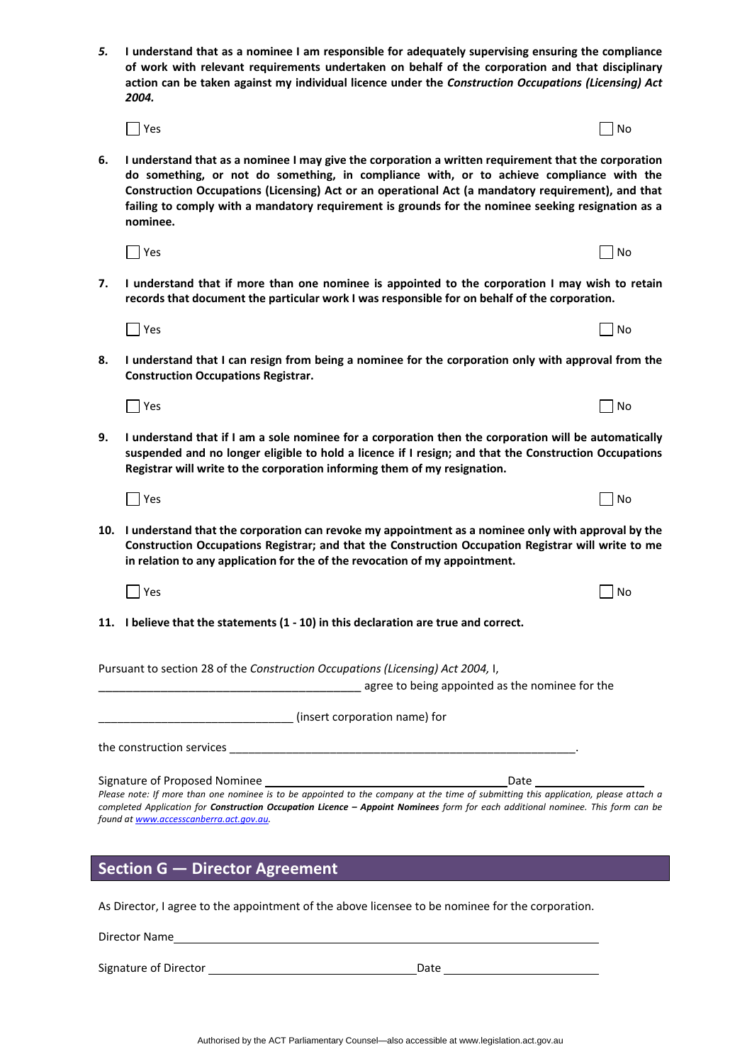***5.*** **I understand that as a nominee I am responsible for adequately supervising ensuring the compliance of work with relevant requirements undertaken on behalf of the corporation and that disciplinary action can be taken against my individual licence under the *Construction Occupations (Licensing) Act 2004.***

☐ Yes ☐ No

**6. I understand that as a nominee I may give the corporation a written requirement that the corporation do something, or not do something, in compliance with, or to achieve compliance with the Construction Occupations (Licensing) Act or an operational Act (a mandatory requirement), and that failing to comply with a mandatory requirement is grounds for the nominee seeking resignation as a nominee.**

☐ Yes ☐ No

**7. I understand that if more than one nominee is appointed to the corporation I may wish to retain records that document the particular work I was responsible for on behalf of the corporation.**

☐ Yes ☐ No

**8. I understand that I can resign from being a nominee for the corporation only with approval from the Construction Occupations Registrar.**

☐ Yes ☐ No

**9. I understand that if I am a sole nominee for a corporation then the corporation will be automatically suspended and no longer eligible to hold a licence if I resign; and that the Construction Occupations Registrar will write to the corporation informing them of my resignation.**

☐ Yes ☐ No

**10. I understand that the corporation can revoke my appointment as a nominee only with approval by the Construction Occupations Registrar; and that the Construction Occupation Registrar will write to me in relation to any application for the of the revocation of my appointment.**

☐ Yes ☐ No

**11. I believe that the statements (1 - 10) in this declaration are true and correct.**

Pursuant to section 28 of the *Construction Occupations (Licensing) Act 2004,* I,
_________________________________________ agree to being appointed as the nominee for the

_______________________________ (insert corporation name) for

the construction services _________________________________________________________.

Signature of Proposed Nominee ______________________________ Date ________________

*Please note: If more than one nominee is to be appointed to the company at the time of submitting this application, please attach a completed Application for* ***Construction Occupation Licence – Appoint Nominees*** *form for each additional nominee. This form can be found at www.accesscanberra.act.gov.au.*

## Section G — Director Agreement

As Director, I agree to the appointment of the above licensee to be nominee for the corporation.

Director Name ______________________________________________________________

Signature of Director ______________________________ Date ________________________

Authorised by the ACT Parliamentary Counsel—also accessible at www.legislation.act.gov.au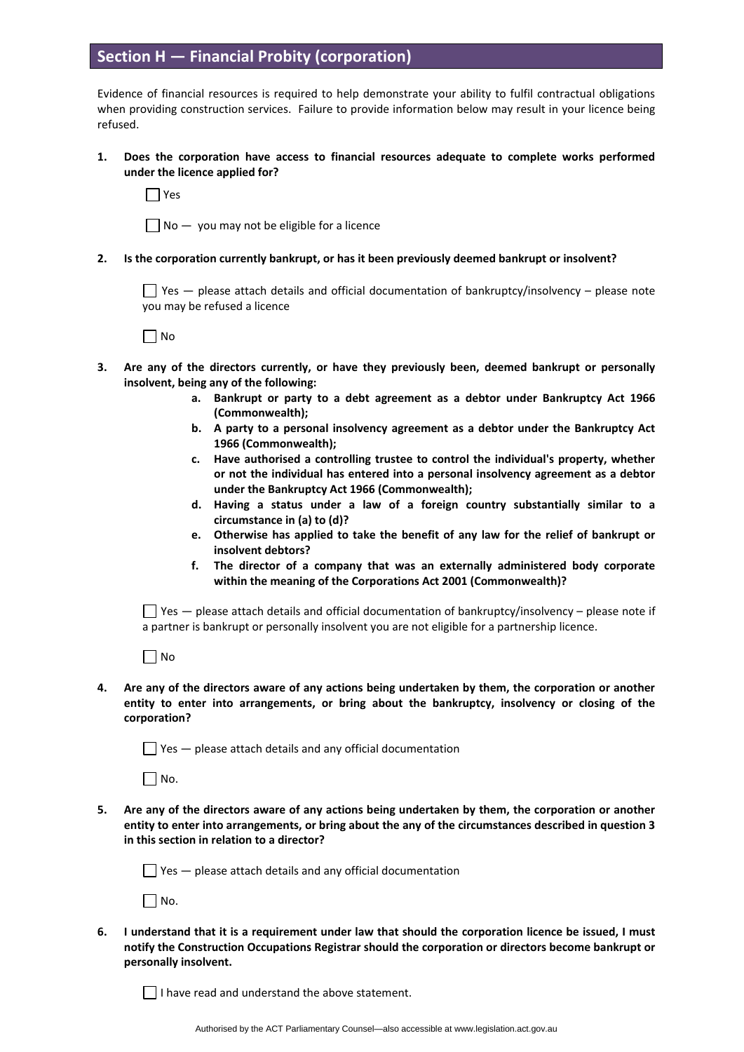## Section H — Financial Probity (corporation)

Evidence of financial resources is required to help demonstrate your ability to fulfil contractual obligations when providing construction services. Failure to provide information below may result in your licence being refused.

1. **Does the corporation have access to financial resources adequate to complete works performed under the licence applied for?**

   ☐ Yes

   ☐ No — you may not be eligible for a licence

2. **Is the corporation currently bankrupt, or has it been previously deemed bankrupt or insolvent?**

   ☐ Yes — please attach details and official documentation of bankruptcy/insolvency – please note you may be refused a licence

   ☐ No

3. **Are any of the directors currently, or have they previously been, deemed bankrupt or personally insolvent, being any of the following:**
   a. **Bankrupt or party to a debt agreement as a debtor under Bankruptcy Act 1966 (Commonwealth);**
   b. **A party to a personal insolvency agreement as a debtor under the Bankruptcy Act 1966 (Commonwealth);**
   c. **Have authorised a controlling trustee to control the individual's property, whether or not the individual has entered into a personal insolvency agreement as a debtor under the Bankruptcy Act 1966 (Commonwealth);**
   d. **Having a status under a law of a foreign country substantially similar to a circumstance in (a) to (d)?**
   e. **Otherwise has applied to take the benefit of any law for the relief of bankrupt or insolvent debtors?**
   f. **The director of a company that was an externally administered body corporate within the meaning of the Corporations Act 2001 (Commonwealth)?**

   ☐ Yes — please attach details and official documentation of bankruptcy/insolvency – please note if a partner is bankrupt or personally insolvent you are not eligible for a partnership licence.

   ☐ No

4. **Are any of the directors aware of any actions being undertaken by them, the corporation or another entity to enter into arrangements, or bring about the bankruptcy, insolvency or closing of the corporation?**

   ☐ Yes — please attach details and any official documentation

   ☐ No.

5. **Are any of the directors aware of any actions being undertaken by them, the corporation or another entity to enter into arrangements, or bring about the any of the circumstances described in question 3 in this section in relation to a director?**

   ☐ Yes — please attach details and any official documentation

   ☐ No.

6. **I understand that it is a requirement under law that should the corporation licence be issued, I must notify the Construction Occupations Registrar should the corporation or directors become bankrupt or personally insolvent.**

   ☐ I have read and understand the above statement.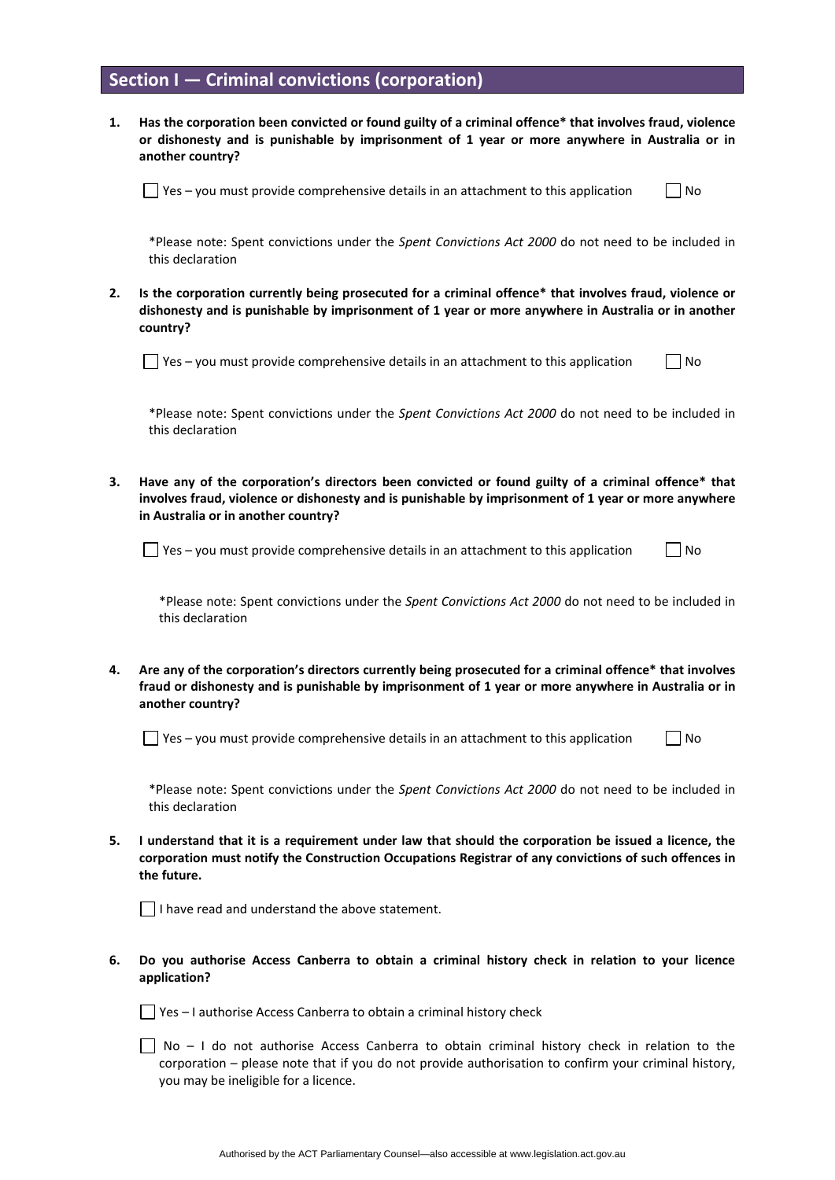## Section I — Criminal convictions (corporation)

1. **Has the corporation been convicted or found guilty of a criminal offence* that involves fraud, violence or dishonesty and is punishable by imprisonment of 1 year or more anywhere in Australia or in another country?**

   ☐ Yes – you must provide comprehensive details in an attachment to this application ☐ No

   *Please note: Spent convictions under the *Spent Convictions Act 2000* do not need to be included in this declaration

2. **Is the corporation currently being prosecuted for a criminal offence* that involves fraud, violence or dishonesty and is punishable by imprisonment of 1 year or more anywhere in Australia or in another country?**

   ☐ Yes – you must provide comprehensive details in an attachment to this application ☐ No

   *Please note: Spent convictions under the *Spent Convictions Act 2000* do not need to be included in this declaration

3. **Have any of the corporation's directors been convicted or found guilty of a criminal offence* that involves fraud, violence or dishonesty and is punishable by imprisonment of 1 year or more anywhere in Australia or in another country?**

   ☐ Yes – you must provide comprehensive details in an attachment to this application ☐ No

   *Please note: Spent convictions under the *Spent Convictions Act 2000* do not need to be included in this declaration

4. **Are any of the corporation's directors currently being prosecuted for a criminal offence* that involves fraud or dishonesty and is punishable by imprisonment of 1 year or more anywhere in Australia or in another country?**

   ☐ Yes – you must provide comprehensive details in an attachment to this application ☐ No

   *Please note: Spent convictions under the *Spent Convictions Act 2000* do not need to be included in this declaration

5. **I understand that it is a requirement under law that should the corporation be issued a licence, the corporation must notify the Construction Occupations Registrar of any convictions of such offences in the future.**

   ☐ I have read and understand the above statement.

6. **Do you authorise Access Canberra to obtain a criminal history check in relation to your licence application?**

   ☐ Yes – I authorise Access Canberra to obtain a criminal history check

   ☐ No – I do not authorise Access Canberra to obtain criminal history check in relation to the corporation – please note that if you do not provide authorisation to confirm your criminal history, you may be ineligible for a licence.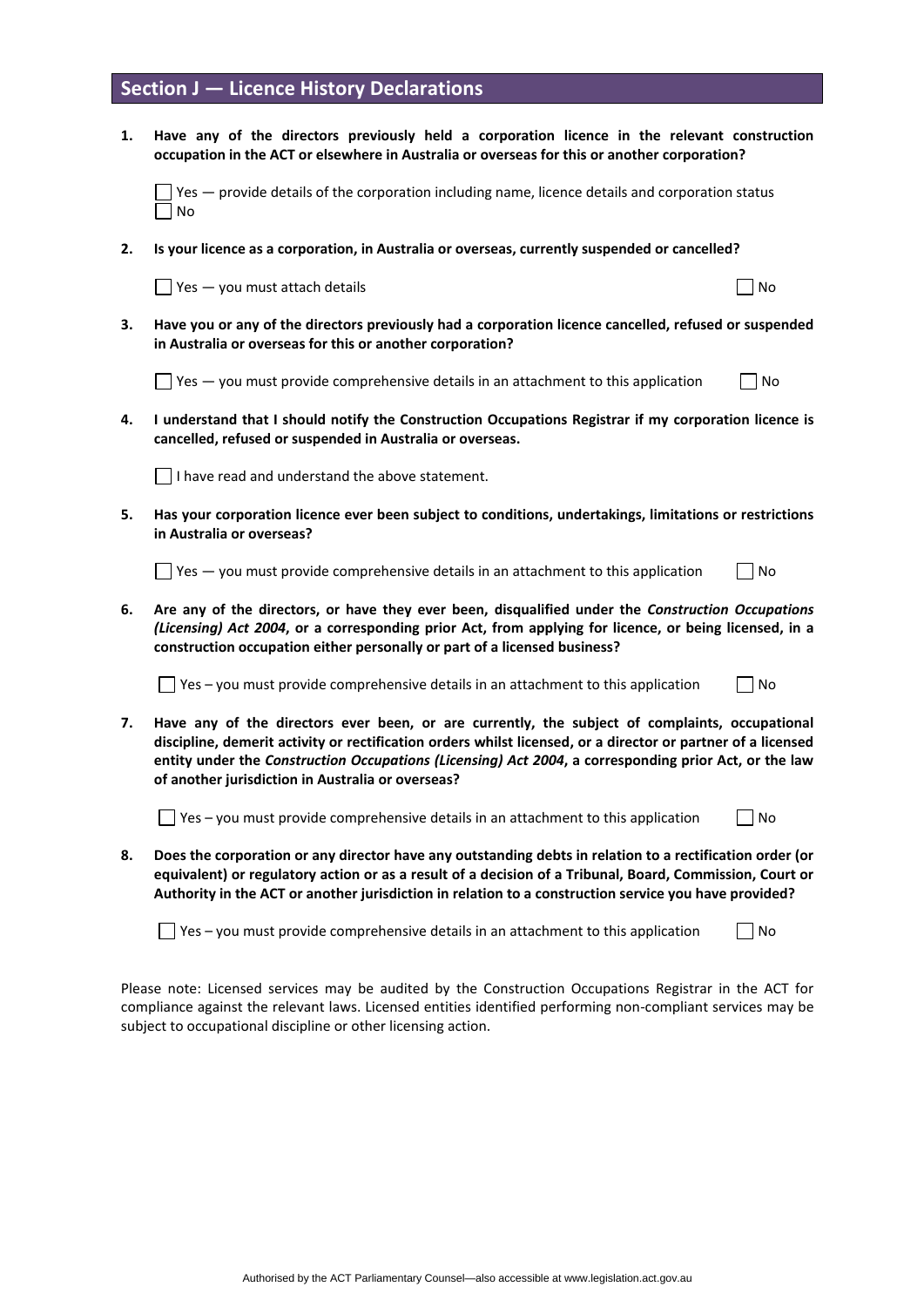## Section J — Licence History Declarations

1. **Have any of the directors previously held a corporation licence in the relevant construction occupation in the ACT or elsewhere in Australia or overseas for this or another corporation?**

   ☐ Yes — provide details of the corporation including name, licence details and corporation status
   ☐ No

2. **Is your licence as a corporation, in Australia or overseas, currently suspended or cancelled?**

   ☐ Yes — you must attach details ☐ No

3. **Have you or any of the directors previously had a corporation licence cancelled, refused or suspended in Australia or overseas for this or another corporation?**

   ☐ Yes — you must provide comprehensive details in an attachment to this application ☐ No

4. **I understand that I should notify the Construction Occupations Registrar if my corporation licence is cancelled, refused or suspended in Australia or overseas.**

   ☐ I have read and understand the above statement.

5. **Has your corporation licence ever been subject to conditions, undertakings, limitations or restrictions in Australia or overseas?**

   ☐ Yes — you must provide comprehensive details in an attachment to this application ☐ No

6. **Are any of the directors, or have they ever been, disqualified under the *Construction Occupations (Licensing) Act 2004*, or a corresponding prior Act, from applying for licence, or being licensed, in a construction occupation either personally or part of a licensed business?**

   ☐ Yes – you must provide comprehensive details in an attachment to this application ☐ No

7. **Have any of the directors ever been, or are currently, the subject of complaints, occupational discipline, demerit activity or rectification orders whilst licensed, or a director or partner of a licensed entity under the *Construction Occupations (Licensing) Act 2004*, a corresponding prior Act, or the law of another jurisdiction in Australia or overseas?**

   ☐ Yes – you must provide comprehensive details in an attachment to this application ☐ No

8. **Does the corporation or any director have any outstanding debts in relation to a rectification order (or equivalent) or regulatory action or as a result of a decision of a Tribunal, Board, Commission, Court or Authority in the ACT or another jurisdiction in relation to a construction service you have provided?**

   ☐ Yes – you must provide comprehensive details in an attachment to this application ☐ No

Please note: Licensed services may be audited by the Construction Occupations Registrar in the ACT for compliance against the relevant laws. Licensed entities identified performing non-compliant services may be subject to occupational discipline or other licensing action.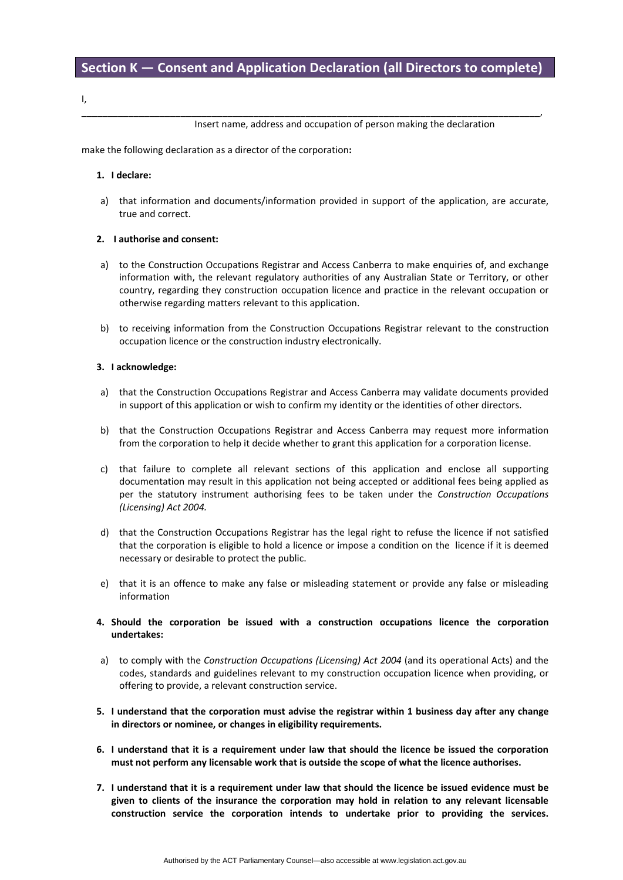## Section K — Consent and Application Declaration (all Directors to complete)

I,

_____________________________________________________________________________________________,

Insert name, address and occupation of person making the declaration

make the following declaration as a director of the corporation**:**

1. **I declare:**

   a) that information and documents/information provided in support of the application, are accurate, true and correct.

2. **I authorise and consent:**

   a) to the Construction Occupations Registrar and Access Canberra to make enquiries of, and exchange information with, the relevant regulatory authorities of any Australian State or Territory, or other country, regarding they construction occupation licence and practice in the relevant occupation or otherwise regarding matters relevant to this application.

   b) to receiving information from the Construction Occupations Registrar relevant to the construction occupation licence or the construction industry electronically.

3. **I acknowledge:**

   a) that the Construction Occupations Registrar and Access Canberra may validate documents provided in support of this application or wish to confirm my identity or the identities of other directors.

   b) that the Construction Occupations Registrar and Access Canberra may request more information from the corporation to help it decide whether to grant this application for a corporation license.

   c) that failure to complete all relevant sections of this application and enclose all supporting documentation may result in this application not being accepted or additional fees being applied as per the statutory instrument authorising fees to be taken under the *Construction Occupations (Licensing) Act 2004.*

   d) that the Construction Occupations Registrar has the legal right to refuse the licence if not satisfied that the corporation is eligible to hold a licence or impose a condition on the licence if it is deemed necessary or desirable to protect the public.

   e) that it is an offence to make any false or misleading statement or provide any false or misleading information

4. **Should the corporation be issued with a construction occupations licence the corporation undertakes:**

   a) to comply with the *Construction Occupations (Licensing) Act 2004* (and its operational Acts) and the codes, standards and guidelines relevant to my construction occupation licence when providing, or offering to provide, a relevant construction service.

5. **I understand that the corporation must advise the registrar within 1 business day after any change in directors or nominee, or changes in eligibility requirements.**

6. **I understand that it is a requirement under law that should the licence be issued the corporation must not perform any licensable work that is outside the scope of what the licence authorises.**

7. **I understand that it is a requirement under law that should the licence be issued evidence must be given to clients of the insurance the corporation may hold in relation to any relevant licensable construction service the corporation intends to undertake prior to providing the services.**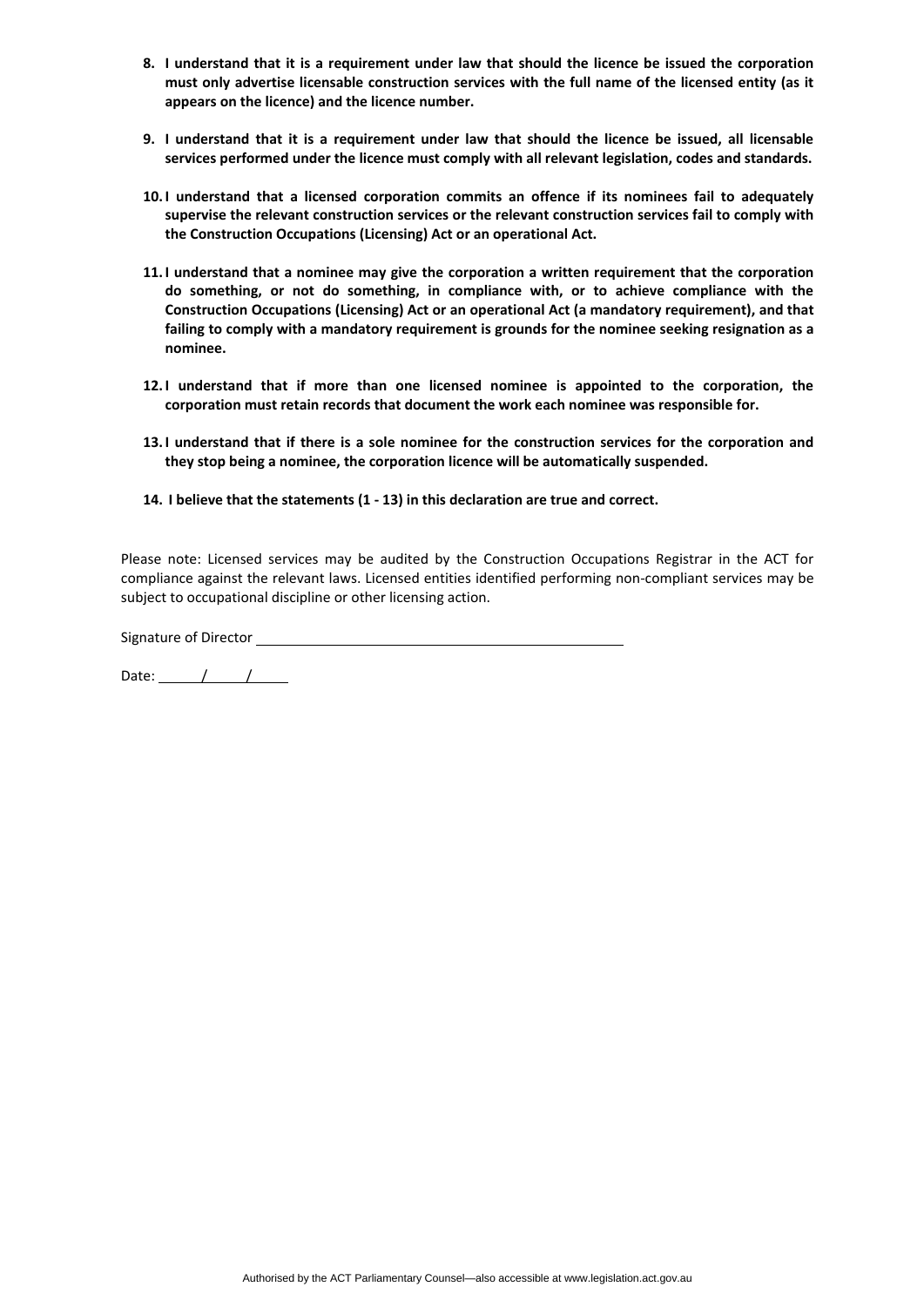8. **I understand that it is a requirement under law that should the licence be issued the corporation must only advertise licensable construction services with the full name of the licensed entity (as it appears on the licence) and the licence number.**

9. **I understand that it is a requirement under law that should the licence be issued, all licensable services performed under the licence must comply with all relevant legislation, codes and standards.**

10. **I understand that a licensed corporation commits an offence if its nominees fail to adequately supervise the relevant construction services or the relevant construction services fail to comply with the Construction Occupations (Licensing) Act or an operational Act.**

11. **I understand that a nominee may give the corporation a written requirement that the corporation do something, or not do something, in compliance with, or to achieve compliance with the Construction Occupations (Licensing) Act or an operational Act (a mandatory requirement), and that failing to comply with a mandatory requirement is grounds for the nominee seeking resignation as a nominee.**

12. **I understand that if more than one licensed nominee is appointed to the corporation, the corporation must retain records that document the work each nominee was responsible for.**

13. **I understand that if there is a sole nominee for the construction services for the corporation and they stop being a nominee, the corporation licence will be automatically suspended.**

14. **I believe that the statements (1 - 13) in this declaration are true and correct.**

Please note: Licensed services may be audited by the Construction Occupations Registrar in the ACT for compliance against the relevant laws. Licensed entities identified performing non-compliant services may be subject to occupational discipline or other licensing action.

Signature of Director ______________________________

Date: ____/____/____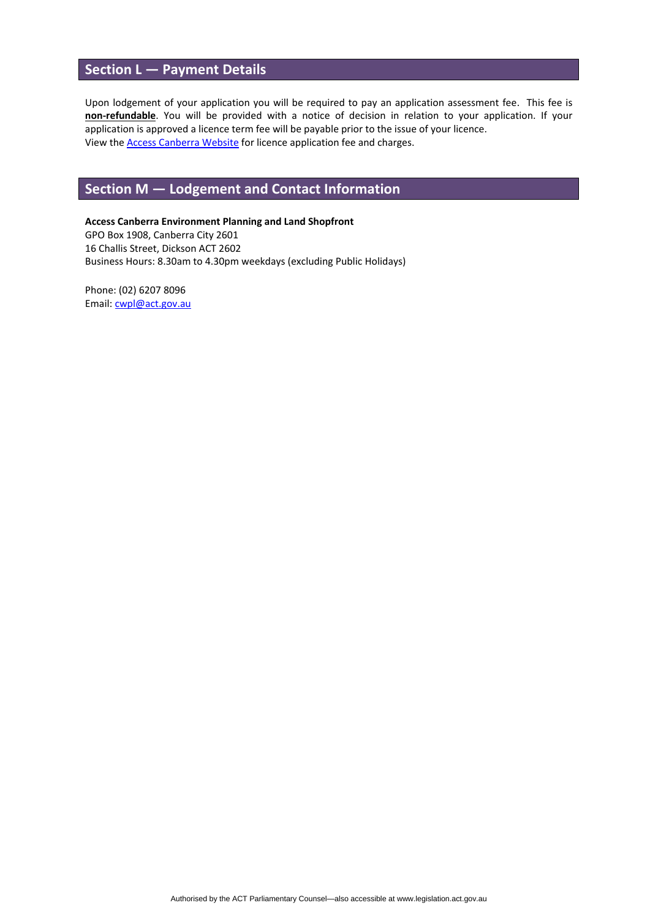## Section L — Payment Details

Upon lodgement of your application you will be required to pay an application assessment fee. This fee is **non-refundable**. You will be provided with a notice of decision in relation to your application. If your application is approved a licence term fee will be payable prior to the issue of your licence.
View the Access Canberra Website for licence application fee and charges.

## Section M — Lodgement and Contact Information

**Access Canberra Environment Planning and Land Shopfront**
GPO Box 1908, Canberra City 2601
16 Challis Street, Dickson ACT 2602
Business Hours: 8.30am to 4.30pm weekdays (excluding Public Holidays)

Phone: (02) 6207 8096
Email: cwpl@act.gov.au